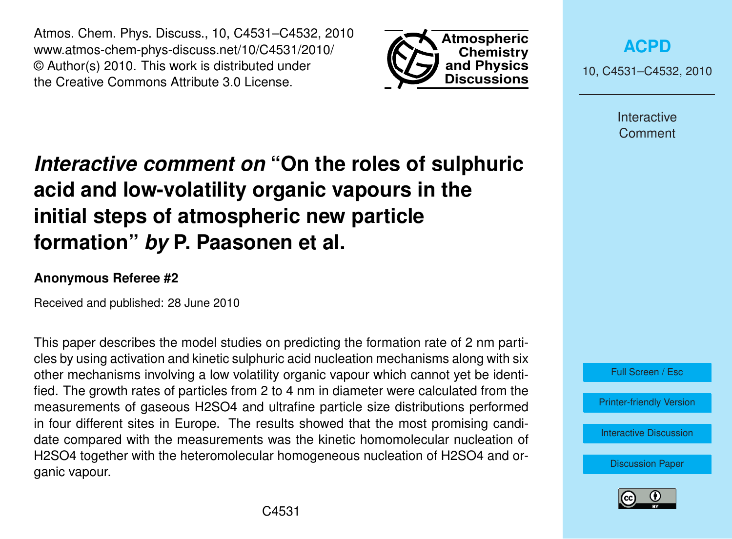# *Interactive comment on* "On the roles of sulphuric acid and low-volatility organic vapours in the initial steps of atmospheric new particle formation" *by* P. Paasonen et al.

**Anonymous Referee #2**

Received and published: 28 June 2010

This paper describes the model studies on predicting the formation rate of 2 nm particles by using activation and kinetic sulphuric acid nucleation mechanisms along with six other mechanisms involving a low volatility organic vapour which cannot yet be identified. The growth rates of particles from 2 to 4 nm in diameter were calculated from the measurements of gaseous $H_2SO_4$ and ultrafine particle size distributions performed in four different sites in Europe. The results showed that the most promising candidate compared with the measurements was the kinetic homomolecular nucleation of $H_2SO_4$ together with the heteromolecular homogeneous nucleation of $H_2SO_4$ and organic vapour.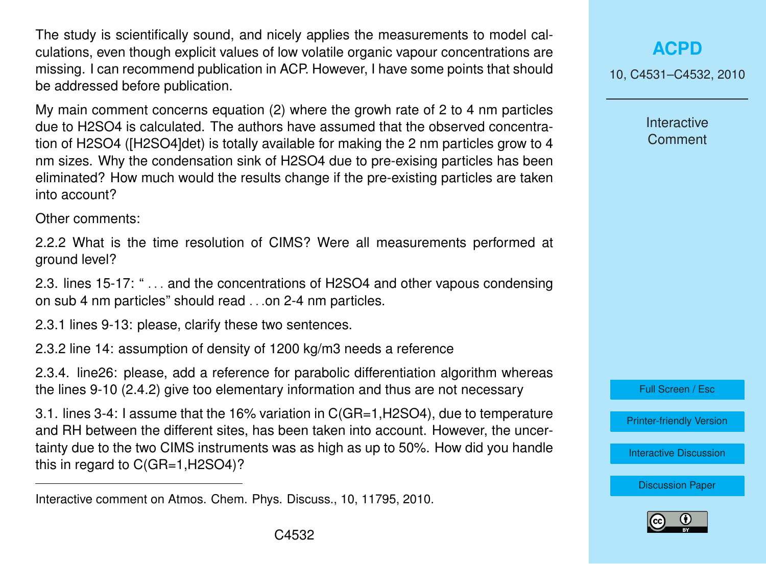The study is scientifically sound, and nicely applies the measurements to model calculations, even though explicit values of low volatile organic vapour concentrations are missing. I can recommend publication in ACP. However, I have some points that should be addressed before publication.

My main comment concerns equation (2) where the growth rate of 2 to 4 nm particles due to $H_2SO_4$ is calculated. The authors have assumed that the observed concentration of $H_2SO_4$ ($[H_2SO_4]_{det}$) is totally available for making the 2 nm particles grow to 4 nm sizes. Why the condensation sink of $H_2SO_4$ due to pre-exising particles has been eliminated? How much would the results change if the pre-existing particles are taken into account?

Other comments:

2.2.2 What is the time resolution of CIMS? Were all measurements performed at ground level?

2.3. lines 15-17: " . . . and the concentrations of $H_2SO_4$ and other vapous condensing on sub 4 nm particles" should read . . .on 2-4 nm particles.

2.3.1 lines 9-13: please, clarify these two sentences.

2.3.2 line 14: assumption of density of 1200 kg/m3 needs a reference

2.3.4. line26: please, add a reference for parabolic differentiation algorithm whereas the lines 9-10 (2.4.2) give too elementary information and thus are not necessary

3.1. lines 3-4: I assume that the 16% variation in $C(GR=1,H_2SO_4)$, due to temperature and RH between the different sites, has been taken into account. However, the uncertainty due to the two CIMS instruments was as high as up to 50%. How did you handle this in regard to $C(GR=1,H_2SO_4)$?

---

Interactive comment on Atmos. Chem. Phys. Discuss., 10, 11795, 2010.